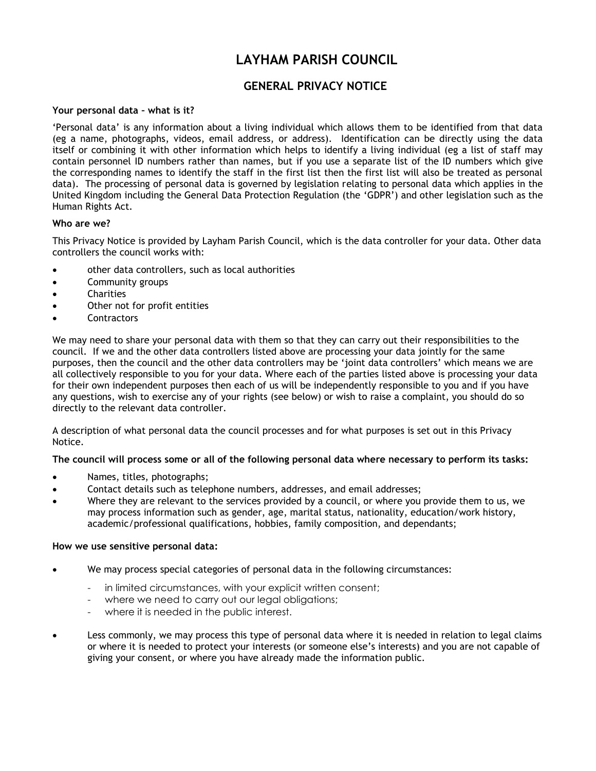# LAYHAM PARISH COUNCIL

## GENERAL PRIVACY NOTICE

**Your personal data – what is it?**

'Personal data' is any information about a living individual which allows them to be identified from that data (eg a name, photographs, videos, email address, or address). Identification can be directly using the data itself or combining it with other information which helps to identify a living individual (eg a list of staff may contain personnel ID numbers rather than names, but if you use a separate list of the ID numbers which give the corresponding names to identify the staff in the first list then the first list will also be treated as personal data). The processing of personal data is governed by legislation relating to personal data which applies in the United Kingdom including the General Data Protection Regulation (the 'GDPR') and other legislation such as the Human Rights Act.

**Who are we?**

This Privacy Notice is provided by Layham Parish Council, which is the data controller for your data. Other data controllers the council works with:

- other data controllers, such as local authorities
- Community groups
- Charities
- Other not for profit entities
- Contractors

We may need to share your personal data with them so that they can carry out their responsibilities to the council. If we and the other data controllers listed above are processing your data jointly for the same purposes, then the council and the other data controllers may be 'joint data controllers' which means we are all collectively responsible to you for your data. Where each of the parties listed above is processing your data for their own independent purposes then each of us will be independently responsible to you and if you have any questions, wish to exercise any of your rights (see below) or wish to raise a complaint, you should do so directly to the relevant data controller.

A description of what personal data the council processes and for what purposes is set out in this Privacy Notice.

**The council will process some or all of the following personal data where necessary to perform its tasks:**

- Names, titles, photographs;
- Contact details such as telephone numbers, addresses, and email addresses;
- Where they are relevant to the services provided by a council, or where you provide them to us, we may process information such as gender, age, marital status, nationality, education/work history, academic/professional qualifications, hobbies, family composition, and dependants;

**How we use sensitive personal data:**

- We may process special categories of personal data in the following circumstances:
  - in limited circumstances, with your explicit written consent;
  - where we need to carry out our legal obligations;
  - where it is needed in the public interest.
- Less commonly, we may process this type of personal data where it is needed in relation to legal claims or where it is needed to protect your interests (or someone else's interests) and you are not capable of giving your consent, or where you have already made the information public.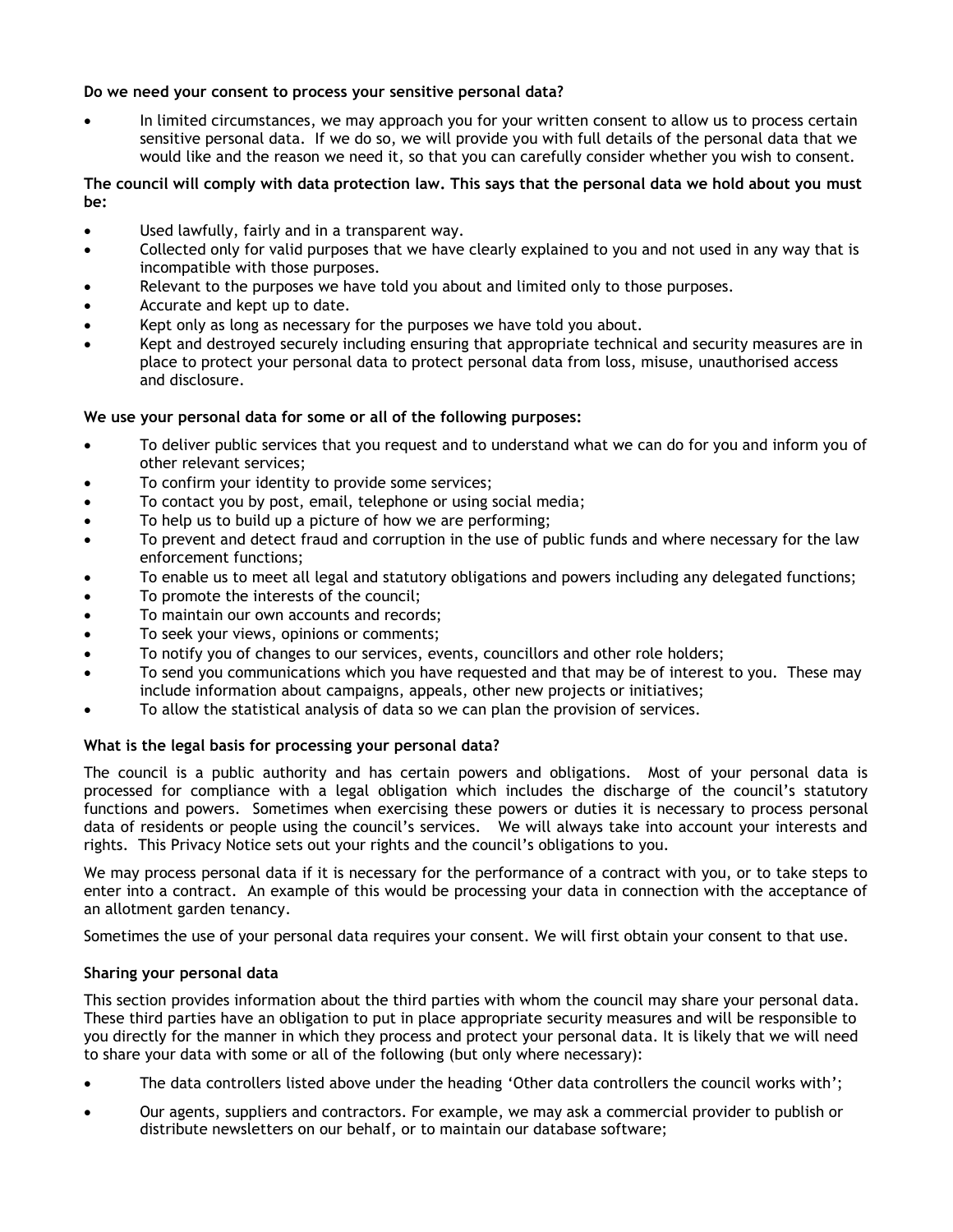**Do we need your consent to process your sensitive personal data?**

- In limited circumstances, we may approach you for your written consent to allow us to process certain sensitive personal data. If we do so, we will provide you with full details of the personal data that we would like and the reason we need it, so that you can carefully consider whether you wish to consent.

**The council will comply with data protection law. This says that the personal data we hold about you must be:**

- Used lawfully, fairly and in a transparent way.
- Collected only for valid purposes that we have clearly explained to you and not used in any way that is incompatible with those purposes.
- Relevant to the purposes we have told you about and limited only to those purposes.
- Accurate and kept up to date.
- Kept only as long as necessary for the purposes we have told you about.
- Kept and destroyed securely including ensuring that appropriate technical and security measures are in place to protect your personal data to protect personal data from loss, misuse, unauthorised access and disclosure.

**We use your personal data for some or all of the following purposes:**

- To deliver public services that you request and to understand what we can do for you and inform you of other relevant services;
- To confirm your identity to provide some services;
- To contact you by post, email, telephone or using social media;
- To help us to build up a picture of how we are performing;
- To prevent and detect fraud and corruption in the use of public funds and where necessary for the law enforcement functions;
- To enable us to meet all legal and statutory obligations and powers including any delegated functions;
- To promote the interests of the council;
- To maintain our own accounts and records;
- To seek your views, opinions or comments;
- To notify you of changes to our services, events, councillors and other role holders;
- To send you communications which you have requested and that may be of interest to you. These may include information about campaigns, appeals, other new projects or initiatives;
- To allow the statistical analysis of data so we can plan the provision of services.

**What is the legal basis for processing your personal data?**

The council is a public authority and has certain powers and obligations. Most of your personal data is processed for compliance with a legal obligation which includes the discharge of the council's statutory functions and powers. Sometimes when exercising these powers or duties it is necessary to process personal data of residents or people using the council's services. We will always take into account your interests and rights. This Privacy Notice sets out your rights and the council's obligations to you.

We may process personal data if it is necessary for the performance of a contract with you, or to take steps to enter into a contract. An example of this would be processing your data in connection with the acceptance of an allotment garden tenancy.

Sometimes the use of your personal data requires your consent. We will first obtain your consent to that use.

**Sharing your personal data**

This section provides information about the third parties with whom the council may share your personal data. These third parties have an obligation to put in place appropriate security measures and will be responsible to you directly for the manner in which they process and protect your personal data. It is likely that we will need to share your data with some or all of the following (but only where necessary):

- The data controllers listed above under the heading 'Other data controllers the council works with';
- Our agents, suppliers and contractors. For example, we may ask a commercial provider to publish or distribute newsletters on our behalf, or to maintain our database software;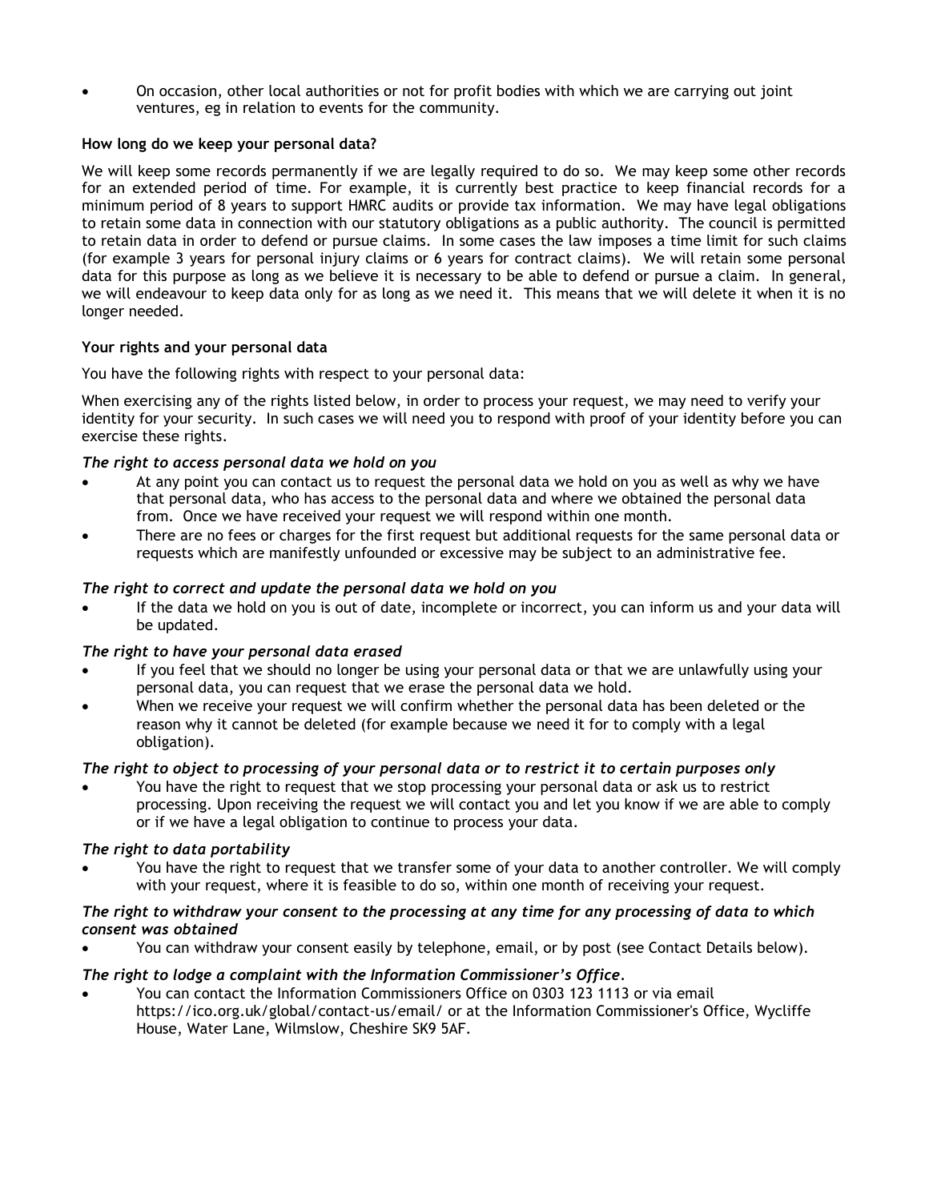- On occasion, other local authorities or not for profit bodies with which we are carrying out joint ventures, eg in relation to events for the community.

**How long do we keep your personal data?**

We will keep some records permanently if we are legally required to do so. We may keep some other records for an extended period of time. For example, it is currently best practice to keep financial records for a minimum period of 8 years to support HMRC audits or provide tax information. We may have legal obligations to retain some data in connection with our statutory obligations as a public authority. The council is permitted to retain data in order to defend or pursue claims. In some cases the law imposes a time limit for such claims (for example 3 years for personal injury claims or 6 years for contract claims). We will retain some personal data for this purpose as long as we believe it is necessary to be able to defend or pursue a claim. In general, we will endeavour to keep data only for as long as we need it. This means that we will delete it when it is no longer needed.

**Your rights and your personal data**

You have the following rights with respect to your personal data:

When exercising any of the rights listed below, in order to process your request, we may need to verify your identity for your security. In such cases we will need you to respond with proof of your identity before you can exercise these rights.

***The right to access personal data we hold on you***

- At any point you can contact us to request the personal data we hold on you as well as why we have that personal data, who has access to the personal data and where we obtained the personal data from. Once we have received your request we will respond within one month.
- There are no fees or charges for the first request but additional requests for the same personal data or requests which are manifestly unfounded or excessive may be subject to an administrative fee.

***The right to correct and update the personal data we hold on you***

- If the data we hold on you is out of date, incomplete or incorrect, you can inform us and your data will be updated.

***The right to have your personal data erased***

- If you feel that we should no longer be using your personal data or that we are unlawfully using your personal data, you can request that we erase the personal data we hold.
- When we receive your request we will confirm whether the personal data has been deleted or the reason why it cannot be deleted (for example because we need it for to comply with a legal obligation).

***The right to object to processing of your personal data or to restrict it to certain purposes only***

- You have the right to request that we stop processing your personal data or ask us to restrict processing. Upon receiving the request we will contact you and let you know if we are able to comply or if we have a legal obligation to continue to process your data.

***The right to data portability***

- You have the right to request that we transfer some of your data to another controller. We will comply with your request, where it is feasible to do so, within one month of receiving your request.

***The right to withdraw your consent to the processing at any time for any processing of data to which consent was obtained***

- You can withdraw your consent easily by telephone, email, or by post (see Contact Details below).

***The right to lodge a complaint with the Information Commissioner's Office*.**

- You can contact the Information Commissioners Office on 0303 123 1113 or via email https://ico.org.uk/global/contact-us/email/ or at the Information Commissioner's Office, Wycliffe House, Water Lane, Wilmslow, Cheshire SK9 5AF.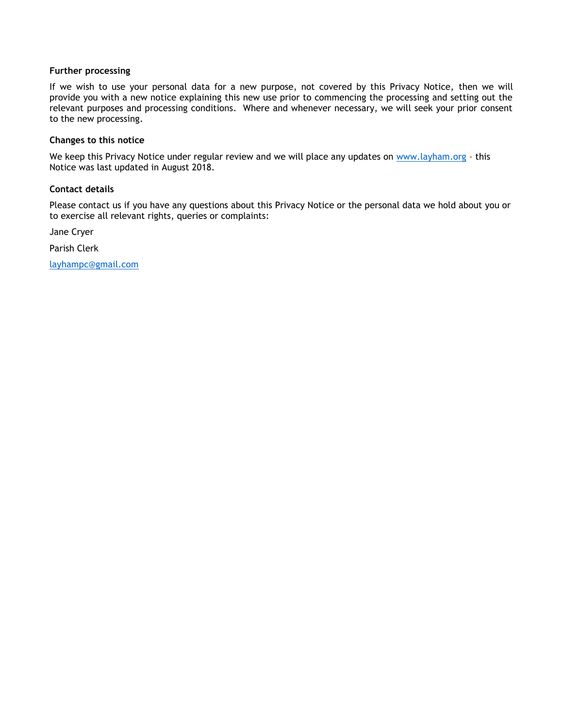**Further processing**

If we wish to use your personal data for a new purpose, not covered by this Privacy Notice, then we will provide you with a new notice explaining this new use prior to commencing the processing and setting out the relevant purposes and processing conditions. Where and whenever necessary, we will seek your prior consent to the new processing.

**Changes to this notice**

We keep this Privacy Notice under regular review and we will place any updates on www.layham.org - this Notice was last updated in August 2018.

**Contact details**

Please contact us if you have any questions about this Privacy Notice or the personal data we hold about you or to exercise all relevant rights, queries or complaints:

Jane Cryer

Parish Clerk

layhampc@gmail.com